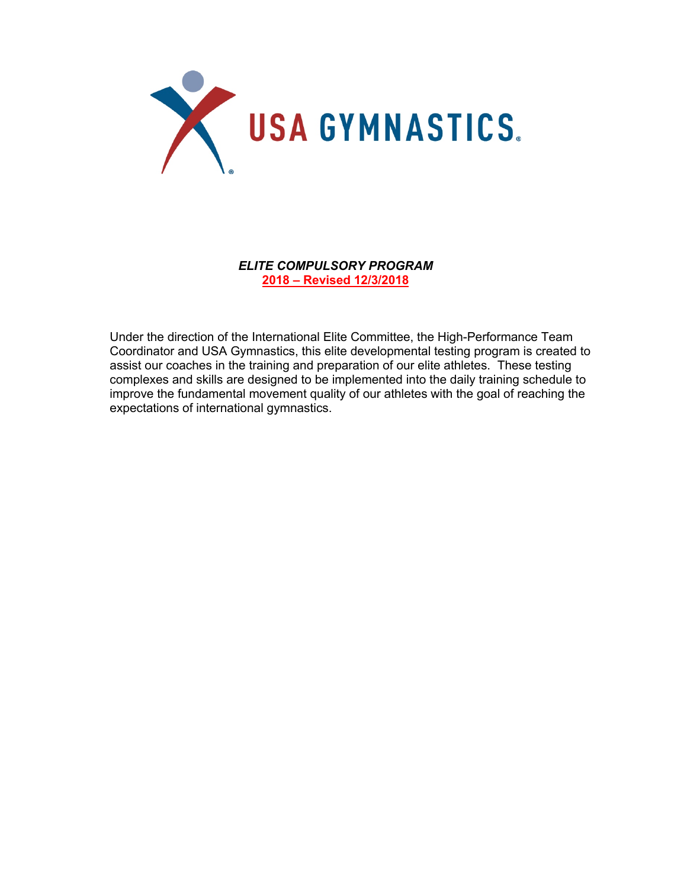USA GYMNASTICS®

***ELITE COMPULSORY PROGRAM***

**2018 – Revised 12/3/2018**

Under the direction of the International Elite Committee, the High-Performance Team Coordinator and USA Gymnastics, this elite developmental testing program is created to assist our coaches in the training and preparation of our elite athletes. These testing complexes and skills are designed to be implemented into the daily training schedule to improve the fundamental movement quality of our athletes with the goal of reaching the expectations of international gymnastics.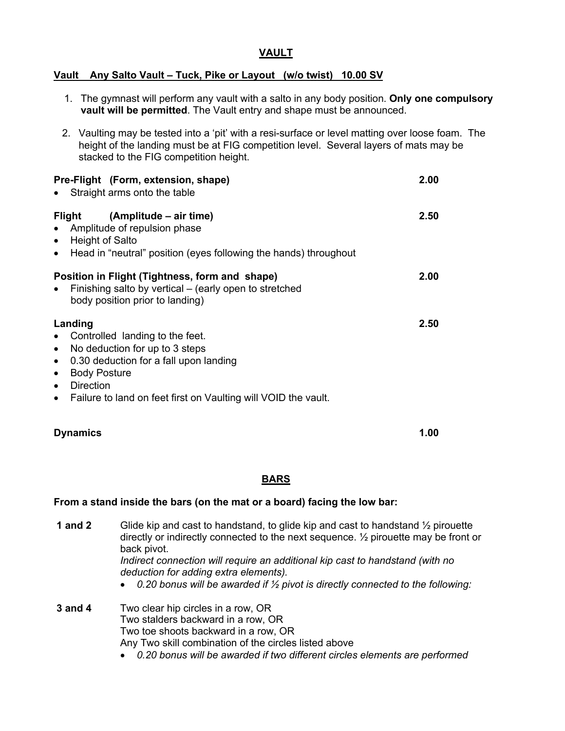## VAULT

**Vault Any Salto Vault – Tuck, Pike or Layout (w/o twist) 10.00 SV**

1. The gymnast will perform any vault with a salto in any body position. **Only one compulsory vault will be permitted**. The Vault entry and shape must be announced.
2. Vaulting may be tested into a 'pit' with a resi-surface or level matting over loose foam. The height of the landing must be at FIG competition level. Several layers of mats may be stacked to the FIG competition height.

**Pre-Flight (Form, extension, shape)** 2.00

- Straight arms onto the table

**Flight (Amplitude – air time)** 2.50

- Amplitude of repulsion phase
- Height of Salto
- Head in "neutral" position (eyes following the hands) throughout

**Position in Flight (Tightness, form and shape)** 2.00

- Finishing salto by vertical – (early open to stretched body position prior to landing)

**Landing** 2.50

- Controlled landing to the feet.
- No deduction for up to 3 steps
- 0.30 deduction for a fall upon landing
- Body Posture
- Direction
- Failure to land on feet first on Vaulting will VOID the vault.

**Dynamics** 1.00

## BARS

**From a stand inside the bars (on the mat or a board) facing the low bar:**

**1 and 2** Glide kip and cast to handstand, to glide kip and cast to handstand ½ pirouette directly or indirectly connected to the next sequence. ½ pirouette may be front or back pivot.
*Indirect connection will require an additional kip cast to handstand (with no deduction for adding extra elements).*

- *0.20 bonus will be awarded if ½ pivot is directly connected to the following:*

**3 and 4** Two clear hip circles in a row, OR
Two stalders backward in a row, OR
Two toe shoots backward in a row, OR
Any Two skill combination of the circles listed above

- *0.20 bonus will be awarded if two different circles elements are performed*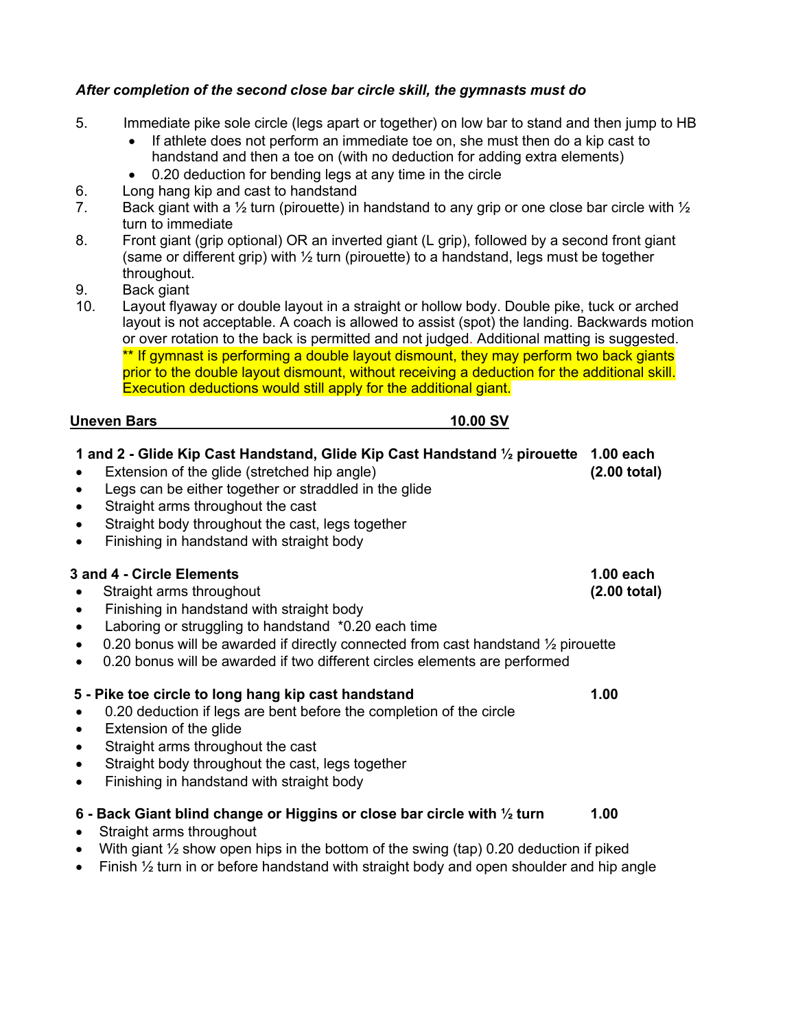***After completion of the second close bar circle skill, the gymnasts must do***

5. Immediate pike sole circle (legs apart or together) on low bar to stand and then jump to HB
   - If athlete does not perform an immediate toe on, she must then do a kip cast to handstand and then a toe on (with no deduction for adding extra elements)
   - 0.20 deduction for bending legs at any time in the circle
6. Long hang kip and cast to handstand
7. Back giant with a ½ turn (pirouette) in handstand to any grip or one close bar circle with ½ turn to immediate
8. Front giant (grip optional) OR an inverted giant (L grip), followed by a second front giant (same or different grip) with ½ turn (pirouette) to a handstand, legs must be together throughout.
9. Back giant
10. Layout flyaway or double layout in a straight or hollow body. Double pike, tuck or arched layout is not acceptable. A coach is allowed to assist (spot) the landing. Backwards motion or over rotation to the back is permitted and not judged. Additional matting is suggested. ** If gymnast is performing a double layout dismount, they may perform two back giants prior to the double layout dismount, without receiving a deduction for the additional skill. Execution deductions would still apply for the additional giant.

**<u>Uneven Bars 10.00 SV</u>**

**1 and 2 - Glide Kip Cast Handstand, Glide Kip Cast Handstand ½ pirouette 1.00 each (2.00 total)**

- Extension of the glide (stretched hip angle)
- Legs can be either together or straddled in the glide
- Straight arms throughout the cast
- Straight body throughout the cast, legs together
- Finishing in handstand with straight body

**3 and 4 - Circle Elements 1.00 each (2.00 total)**

- Straight arms throughout
- Finishing in handstand with straight body
- Laboring or struggling to handstand *0.20 each time
- 0.20 bonus will be awarded if directly connected from cast handstand ½ pirouette
- 0.20 bonus will be awarded if two different circles elements are performed

**5 - Pike toe circle to long hang kip cast handstand 1.00**

- 0.20 deduction if legs are bent before the completion of the circle
- Extension of the glide
- Straight arms throughout the cast
- Straight body throughout the cast, legs together
- Finishing in handstand with straight body

**6 - Back Giant blind change or Higgins or close bar circle with ½ turn 1.00**

- Straight arms throughout
- With giant ½ show open hips in the bottom of the swing (tap) 0.20 deduction if piked
- Finish ½ turn in or before handstand with straight body and open shoulder and hip angle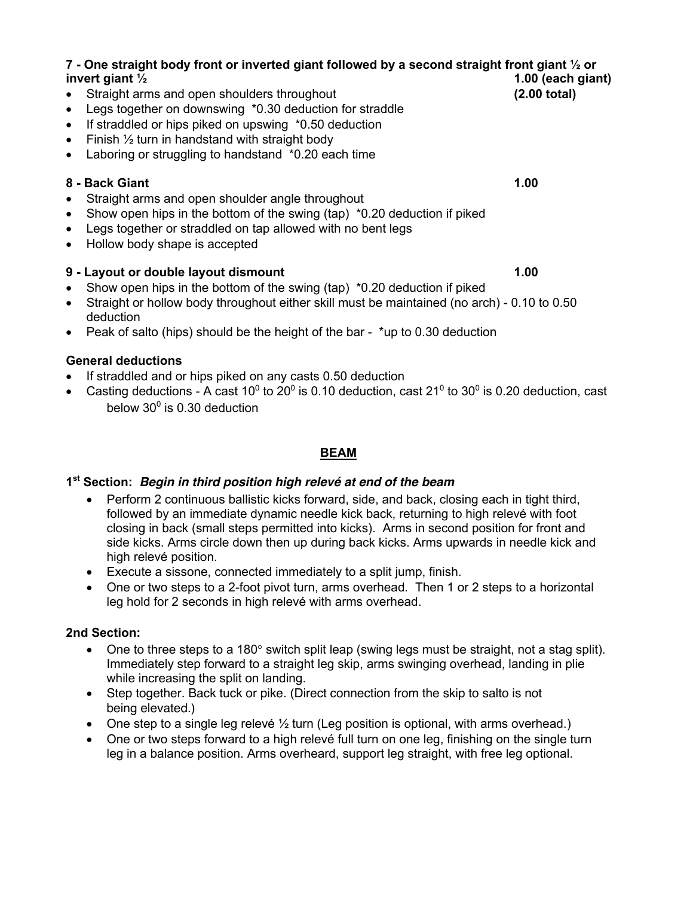**7 - One straight body front or inverted giant followed by a second straight front giant ½ or invert giant ½** **1.00 (each giant)** **(2.00 total)**

- Straight arms and open shoulders throughout
- Legs together on downswing *0.30 deduction for straddle
- If straddled or hips piked on upswing *0.50 deduction
- Finish ½ turn in handstand with straight body
- Laboring or struggling to handstand *0.20 each time

**8 - Back Giant** **1.00**

- Straight arms and open shoulder angle throughout
- Show open hips in the bottom of the swing (tap) *0.20 deduction if piked
- Legs together or straddled on tap allowed with no bent legs
- Hollow body shape is accepted

**9 - Layout or double layout dismount** **1.00**

- Show open hips in the bottom of the swing (tap) *0.20 deduction if piked
- Straight or hollow body throughout either skill must be maintained (no arch) - 0.10 to 0.50 deduction
- Peak of salto (hips) should be the height of the bar - *up to 0.30 deduction

**General deductions**

- If straddled and or hips piked on any casts 0.50 deduction
- Casting deductions - A cast $10^0$ to $20^0$ is 0.10 deduction, cast $21^0$ to $30^0$ is 0.20 deduction, cast below $30^0$ is 0.30 deduction

## BEAM

**1st Section:** ***Begin in third position high relevé at end of the beam***

- Perform 2 continuous ballistic kicks forward, side, and back, closing each in tight third, followed by an immediate dynamic needle kick back, returning to high relevé with foot closing in back (small steps permitted into kicks). Arms in second position for front and side kicks. Arms circle down then up during back kicks. Arms upwards in needle kick and high relevé position.
- Execute a sissone, connected immediately to a split jump, finish.
- One or two steps to a 2-foot pivot turn, arms overhead*.* Then 1 or 2 steps to a horizontal leg hold for 2 seconds in high relevé with arms overhead.

**2nd Section:**

- One to three steps to a 180° switch split leap (swing legs must be straight, not a stag split). Immediately step forward to a straight leg skip, arms swinging overhead, landing in plie while increasing the split on landing.
- Step together. Back tuck or pike. (Direct connection from the skip to salto is not being elevated.)
- One step to a single leg relevé ½ turn (Leg position is optional, with arms overhead.)
- One or two steps forward to a high relevé full turn on one leg, finishing on the single turn leg in a balance position. Arms overheard, support leg straight, with free leg optional.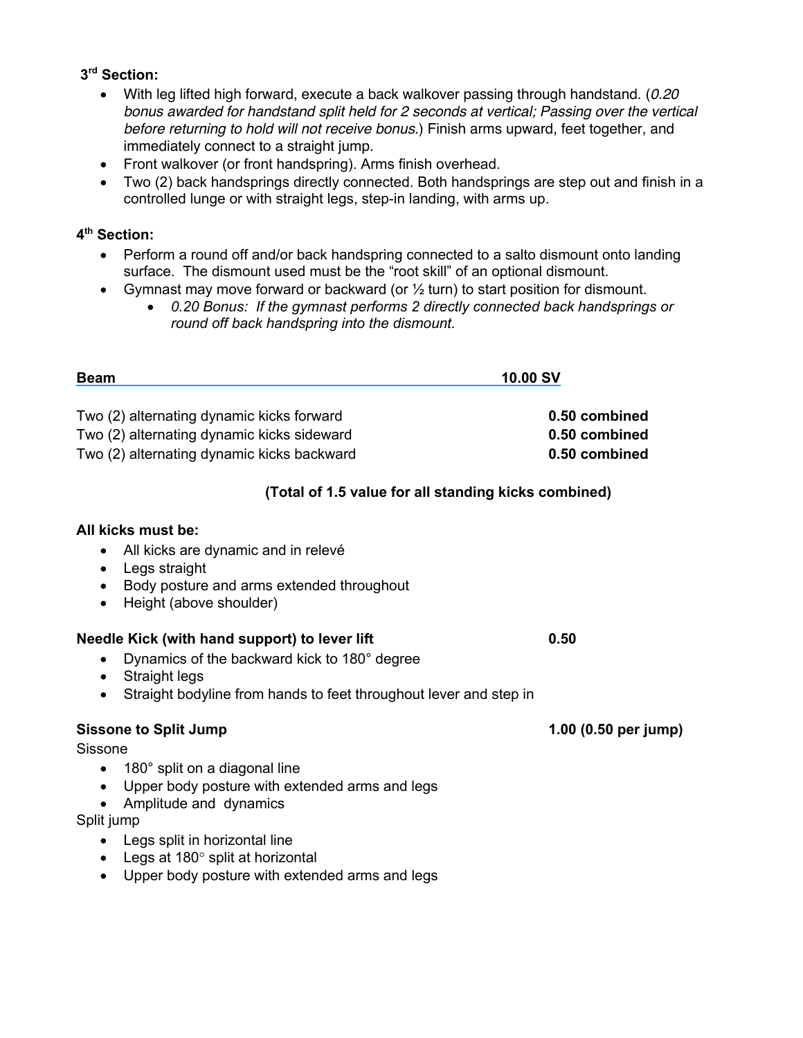**3[rd] Section:**

- With leg lifted high forward, execute a back walkover passing through handstand. (*0.20 bonus awarded for handstand split held for 2 seconds at vertical; Passing over the vertical before returning to hold will not receive bonus.*) Finish arms upward, feet together, and immediately connect to a straight jump.
- Front walkover (or front handspring). Arms finish overhead.
- Two (2) back handsprings directly connected. Both handsprings are step out and finish in a controlled lunge or with straight legs, step-in landing, with arms up.

**4[th] Section:**

- Perform a round off and/or back handspring connected to a salto dismount onto landing surface. The dismount used must be the "root skill" of an optional dismount.
- Gymnast may move forward or backward (or ½ turn) to start position for dismount.
    - *0.20 Bonus: If the gymnast performs 2 directly connected back handsprings or round off back handspring into the dismount.*

**Beam — 10.00 SV**

| | |
|---|---|
| Two (2) alternating dynamic kicks forward | **0.50 combined** |
| Two (2) alternating dynamic kicks sideward | **0.50 combined** |
| Two (2) alternating dynamic kicks backward | **0.50 combined** |

**(Total of 1.5 value for all standing kicks combined)**

**All kicks must be:**

- All kicks are dynamic and in relevé
- Legs straight
- Body posture and arms extended throughout
- Height (above shoulder)

**Needle Kick (with hand support) to lever lift — 0.50**

- Dynamics of the backward kick to 180° degree
- Straight legs
- Straight bodyline from hands to feet throughout lever and step in

**Sissone to Split Jump — 1.00 (0.50 per jump)**

Sissone

- 180° split on a diagonal line
- Upper body posture with extended arms and legs
- Amplitude and dynamics

Split jump

- Legs split in horizontal line
- Legs at 180° split at horizontal
- Upper body posture with extended arms and legs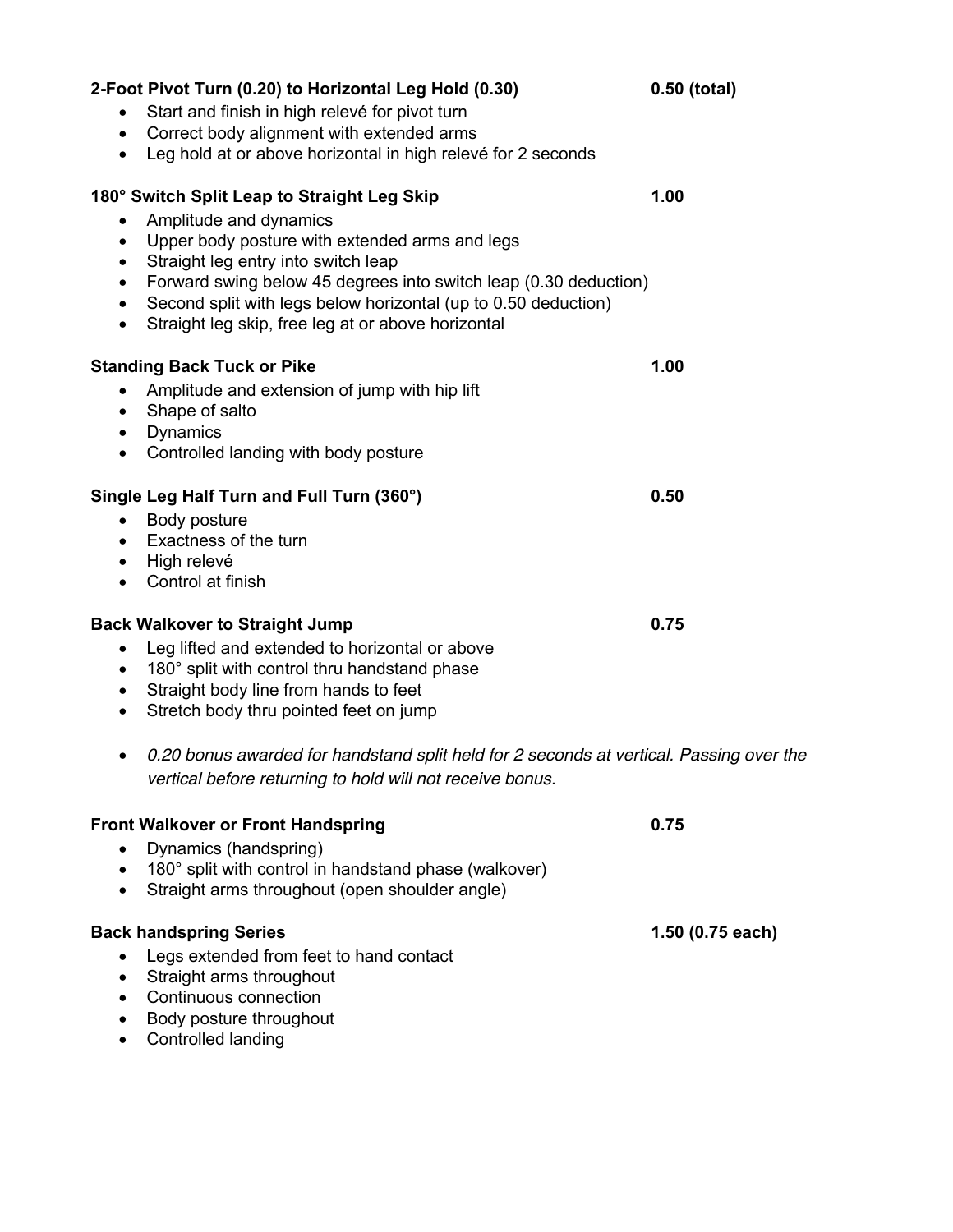**2-Foot Pivot Turn (0.20) to Horizontal Leg Hold (0.30)** **0.50 (total)**

- Start and finish in high relevé for pivot turn
- Correct body alignment with extended arms
- Leg hold at or above horizontal in high relevé for 2 seconds

**180° Switch Split Leap to Straight Leg Skip** **1.00**

- Amplitude and dynamics
- Upper body posture with extended arms and legs
- Straight leg entry into switch leap
- Forward swing below 45 degrees into switch leap (0.30 deduction)
- Second split with legs below horizontal (up to 0.50 deduction)
- Straight leg skip, free leg at or above horizontal

**Standing Back Tuck or Pike** **1.00**

- Amplitude and extension of jump with hip lift
- Shape of salto
- Dynamics
- Controlled landing with body posture

**Single Leg Half Turn and Full Turn (360°)** **0.50**

- Body posture
- Exactness of the turn
- High relevé
- Control at finish

**Back Walkover to Straight Jump** **0.75**

- Leg lifted and extended to horizontal or above
- 180° split with control thru handstand phase
- Straight body line from hands to feet
- Stretch body thru pointed feet on jump

- *0.20 bonus awarded for handstand split held for 2 seconds at vertical. Passing over the vertical before returning to hold will not receive bonus.*

**Front Walkover or Front Handspring** **0.75**

- Dynamics (handspring)
- 180° split with control in handstand phase (walkover)
- Straight arms throughout (open shoulder angle)

**Back handspring Series** **1.50 (0.75 each)**

- Legs extended from feet to hand contact
- Straight arms throughout
- Continuous connection
- Body posture throughout
- Controlled landing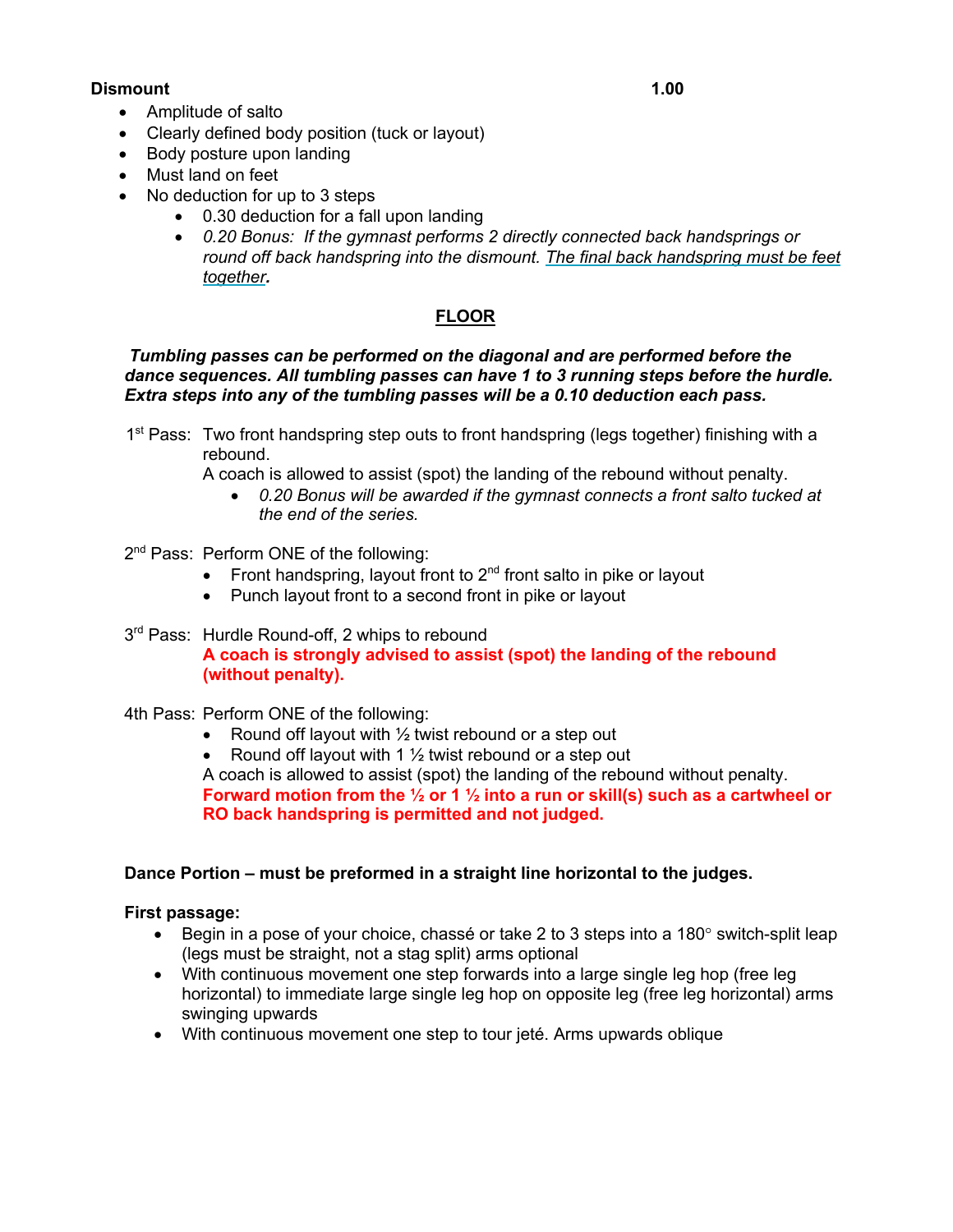**Dismount** **1.00**

- Amplitude of salto
- Clearly defined body position (tuck or layout)
- Body posture upon landing
- Must land on feet
- No deduction for up to 3 steps
  - 0.30 deduction for a fall upon landing
  - *0.20 Bonus: If the gymnast performs 2 directly connected back handsprings or round off back handspring into the dismount. The final back handspring must be feet together.*

## FLOOR

***Tumbling passes can be performed on the diagonal and are performed before the dance sequences. All tumbling passes can have 1 to 3 running steps before the hurdle. Extra steps into any of the tumbling passes will be a 0.10 deduction each pass.***

1st Pass: Two front handspring step outs to front handspring (legs together) finishing with a rebound.
A coach is allowed to assist (spot) the landing of the rebound without penalty.

- *0.20 Bonus will be awarded if the gymnast connects a front salto tucked at the end of the series.*

2nd Pass: Perform ONE of the following:

- Front handspring, layout front to 2nd front salto in pike or layout
- Punch layout front to a second front in pike or layout

3rd Pass: Hurdle Round-off, 2 whips to rebound
**A coach is strongly advised to assist (spot) the landing of the rebound (without penalty).**

4th Pass: Perform ONE of the following:

- Round off layout with ½ twist rebound or a step out
- Round off layout with 1 ½ twist rebound or a step out

A coach is allowed to assist (spot) the landing of the rebound without penalty.
**Forward motion from the ½ or 1 ½ into a run or skill(s) such as a cartwheel or RO back handspring is permitted and not judged.**

**Dance Portion – must be preformed in a straight line horizontal to the judges.**

**First passage:**

- Begin in a pose of your choice, chassé or take 2 to 3 steps into a 180° switch-split leap (legs must be straight, not a stag split) arms optional
- With continuous movement one step forwards into a large single leg hop (free leg horizontal) to immediate large single leg hop on opposite leg (free leg horizontal) arms swinging upwards
- With continuous movement one step to tour jeté. Arms upwards oblique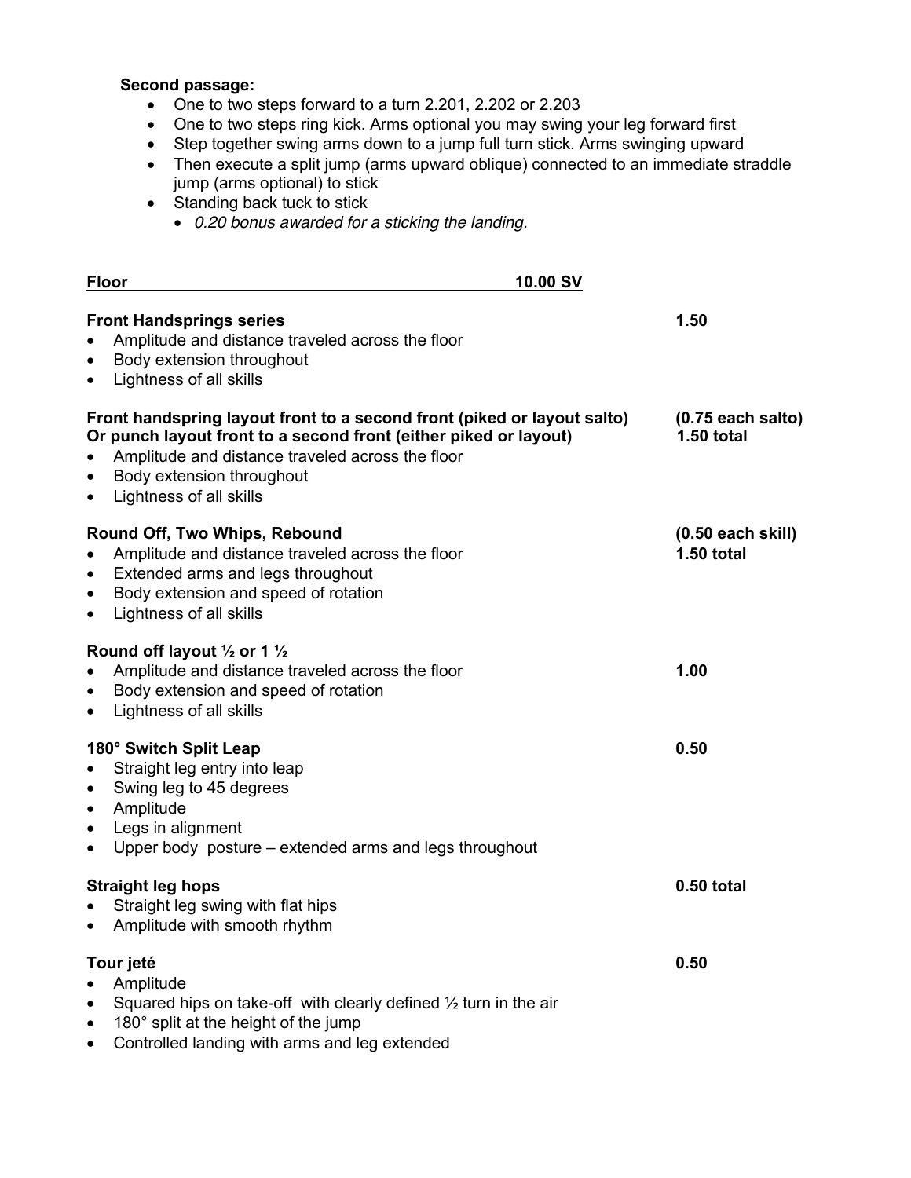**Second passage:**

- One to two steps forward to a turn 2.201, 2.202 or 2.203
- One to two steps ring kick. Arms optional you may swing your leg forward first
- Step together swing arms down to a jump full turn stick. Arms swinging upward
- Then execute a split jump (arms upward oblique) connected to an immediate straddle jump (arms optional) to stick
- Standing back tuck to stick
  - *0.20 bonus awarded for a sticking the landing.*

**Floor 10.00 SV**

**Front Handsprings series** **1.50**

- Amplitude and distance traveled across the floor
- Body extension throughout
- Lightness of all skills

**Front handspring layout front to a second front (piked or layout salto)** **(0.75 each salto)**
**Or punch layout front to a second front (either piked or layout)** **1.50 total**

- Amplitude and distance traveled across the floor
- Body extension throughout
- Lightness of all skills

**Round Off, Two Whips, Rebound** **(0.50 each skill)** **1.50 total**

- Amplitude and distance traveled across the floor
- Extended arms and legs throughout
- Body extension and speed of rotation
- Lightness of all skills

**Round off layout ½ or 1 ½** **1.00**

- Amplitude and distance traveled across the floor
- Body extension and speed of rotation
- Lightness of all skills

**180° Switch Split Leap** **0.50**

- Straight leg entry into leap
- Swing leg to 45 degrees
- Amplitude
- Legs in alignment
- Upper body posture – extended arms and legs throughout

**Straight leg hops** **0.50 total**

- Straight leg swing with flat hips
- Amplitude with smooth rhythm

**Tour jeté** **0.50**

- Amplitude
- Squared hips on take-off with clearly defined ½ turn in the air
- 180° split at the height of the jump
- Controlled landing with arms and leg extended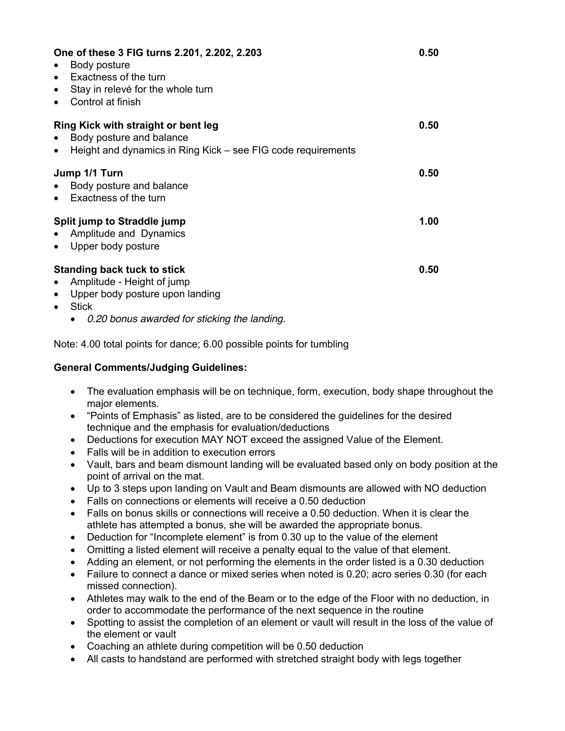**One of these 3 FIG turns 2.201, 2.202, 2.203** **0.50**

- Body posture
- Exactness of the turn
- Stay in relevé for the whole turn
- Control at finish

**Ring Kick with straight or bent leg** **0.50**

- Body posture and balance
- Height and dynamics in Ring Kick – see FIG code requirements

**Jump 1/1 Turn** **0.50**

- Body posture and balance
- Exactness of the turn

**Split jump to Straddle jump** **1.00**

- Amplitude and Dynamics
- Upper body posture

**Standing back tuck to stick** **0.50**

- Amplitude - Height of jump
- Upper body posture upon landing
- Stick
  - *0.20 bonus awarded for sticking the landing.*

Note: 4.00 total points for dance; 6.00 possible points for tumbling

**General Comments/Judging Guidelines:**

- The evaluation emphasis will be on technique, form, execution, body shape throughout the major elements.
- "Points of Emphasis" as listed, are to be considered the guidelines for the desired technique and the emphasis for evaluation/deductions
- Deductions for execution MAY NOT exceed the assigned Value of the Element.
- Falls will be in addition to execution errors
- Vault, bars and beam dismount landing will be evaluated based only on body position at the point of arrival on the mat.
- Up to 3 steps upon landing on Vault and Beam dismounts are allowed with NO deduction
- Falls on connections or elements will receive a 0.50 deduction
- Falls on bonus skills or connections will receive a 0.50 deduction. When it is clear the athlete has attempted a bonus, she will be awarded the appropriate bonus.
- Deduction for "Incomplete element" is from 0.30 up to the value of the element
- Omitting a listed element will receive a penalty equal to the value of that element.
- Adding an element, or not performing the elements in the order listed is a 0.30 deduction
- Failure to connect a dance or mixed series when noted is 0.20; acro series 0.30 (for each missed connection).
- Athletes may walk to the end of the Beam or to the edge of the Floor with no deduction, in order to accommodate the performance of the next sequence in the routine
- Spotting to assist the completion of an element or vault will result in the loss of the value of the element or vault
- Coaching an athlete during competition will be 0.50 deduction
- All casts to handstand are performed with stretched straight body with legs together